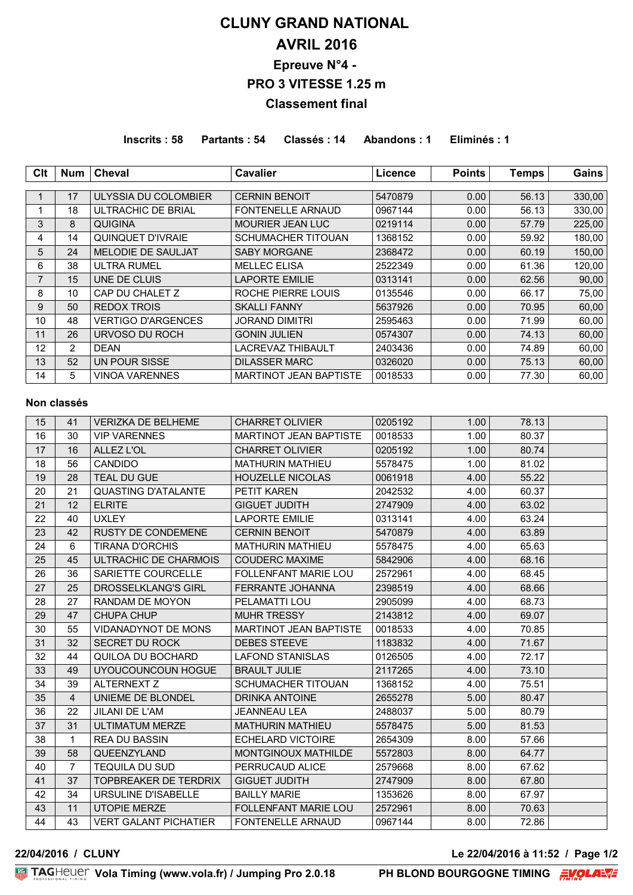# CLUNY GRAND NATIONAL

# AVRIL 2016

## Epreuve N°4 -

## PRO 3 VITESSE 1.25 m

## Classement final

**Inscrits : 58 Partants : 54 Classés : 14 Abandons : 1 Eliminés : 1**

| Clt | Num | Cheval | Cavalier | Licence | Points | Temps | Gains |
|---|---|---|---|---|---|---|---|
| 1 | 17 | ULYSSIA DU COLOMBIER | CERNIN BENOIT | 5470879 | 0.00 | 56.13 | 330,00 |
| 1 | 18 | ULTRACHIC DE BRIAL | FONTENELLE ARNAUD | 0967144 | 0.00 | 56.13 | 330,00 |
| 3 | 8 | QUIGINA | MOURIER JEAN LUC | 0219114 | 0.00 | 57.79 | 225,00 |
| 4 | 14 | QUINQUET D'IVRAIE | SCHUMACHER TITOUAN | 1368152 | 0.00 | 59.92 | 180,00 |
| 5 | 24 | MELODIE DE SAULJAT | SABY MORGANE | 2368472 | 0.00 | 60.19 | 150,00 |
| 6 | 38 | ULTRA RUMEL | MELLEC ELISA | 2522349 | 0.00 | 61.36 | 120,00 |
| 7 | 15 | UNE DE CLUIS | LAPORTE EMILIE | 0313141 | 0.00 | 62.56 | 90,00 |
| 8 | 10 | CAP DU CHALET Z | ROCHE PIERRE LOUIS | 0135546 | 0.00 | 66.17 | 75,00 |
| 9 | 50 | REDOX TROIS | SKALLI FANNY | 5637926 | 0.00 | 70.95 | 60,00 |
| 10 | 48 | VERTIGO D'ARGENCES | JORAND DIMITRI | 2595463 | 0.00 | 71.99 | 60,00 |
| 11 | 26 | URVOSO DU ROCH | GONIN JULIEN | 0574307 | 0.00 | 74.13 | 60,00 |
| 12 | 2 | DEAN | LACREVAZ THIBAULT | 2403436 | 0.00 | 74.89 | 60,00 |
| 13 | 52 | UN POUR SISSE | DILASSER MARC | 0326020 | 0.00 | 75.13 | 60,00 |
| 14 | 5 | VINOA VARENNES | MARTINOT JEAN BAPTISTE | 0018533 | 0.00 | 77.30 | 60,00 |

**Non classés**

| Clt | Num | Cheval | Cavalier | Licence | Points | Temps | Gains |
|---|---|---|---|---|---|---|---|
| 15 | 41 | VERIZKA DE BELHEME | CHARRET OLIVIER | 0205192 | 1.00 | 78.13 | |
| 16 | 30 | VIP VARENNES | MARTINOT JEAN BAPTISTE | 0018533 | 1.00 | 80.37 | |
| 17 | 16 | ALLEZ L'OL | CHARRET OLIVIER | 0205192 | 1.00 | 80.74 | |
| 18 | 56 | CANDIDO | MATHURIN MATHIEU | 5578475 | 1.00 | 81.02 | |
| 19 | 28 | TEAL DU GUE | HOUZELLE NICOLAS | 0061918 | 4.00 | 55.22 | |
| 20 | 21 | QUASTING D'ATALANTE | PETIT KAREN | 2042532 | 4.00 | 60.37 | |
| 21 | 12 | ELRITE | GIGUET JUDITH | 2747909 | 4.00 | 63.02 | |
| 22 | 40 | UXLEY | LAPORTE EMILIE | 0313141 | 4.00 | 63.24 | |
| 23 | 42 | RUSTY DE CONDEMENE | CERNIN BENOIT | 5470879 | 4.00 | 63.89 | |
| 24 | 6 | TIRANA D'ORCHIS | MATHURIN MATHIEU | 5578475 | 4.00 | 65.63 | |
| 25 | 45 | ULTRACHIC DE CHARMOIS | COUDERC MAXIME | 5842906 | 4.00 | 68.16 | |
| 26 | 36 | SARIETTE COURCELLE | FOLLENFANT MARIE LOU | 2572961 | 4.00 | 68.45 | |
| 27 | 25 | DROSSELKLANG'S GIRL | FERRANTE JOHANNA | 2398519 | 4.00 | 68.66 | |
| 28 | 27 | RANDAM DE MOYON | PELAMATTI LOU | 2905099 | 4.00 | 68.73 | |
| 29 | 47 | CHUPA CHUP | MUHR TRESSY | 2143812 | 4.00 | 69.07 | |
| 30 | 55 | VIDANADYNOT DE MONS | MARTINOT JEAN BAPTISTE | 0018533 | 4.00 | 70.85 | |
| 31 | 32 | SECRET DU ROCK | DEBES STEEVE | 1183832 | 4.00 | 71.67 | |
| 32 | 44 | QUILOA DU BOCHARD | LAFOND STANISLAS | 0126505 | 4.00 | 72.17 | |
| 33 | 49 | UYOUCOUNCOUN HOGUE | BRAULT JULIE | 2117265 | 4.00 | 73.10 | |
| 34 | 39 | ALTERNEXT Z | SCHUMACHER TITOUAN | 1368152 | 4.00 | 75.51 | |
| 35 | 4 | UNIEME DE BLONDEL | DRINKA ANTOINE | 2655278 | 5.00 | 80.47 | |
| 36 | 22 | JILANI DE L'AM | JEANNEAU LEA | 2488037 | 5.00 | 80.79 | |
| 37 | 31 | ULTIMATUM MERZE | MATHURIN MATHIEU | 5578475 | 5.00 | 81.53 | |
| 38 | 1 | REA DU BASSIN | ECHELARD VICTOIRE | 2654309 | 8.00 | 57.66 | |
| 39 | 58 | QUEENZYLAND | MONTGINOUX MATHILDE | 5572803 | 8.00 | 64.77 | |
| 40 | 7 | TEQUILA DU SUD | PERRUCAUD ALICE | 2579668 | 8.00 | 67.62 | |
| 41 | 37 | TOPBREAKER DE TERDRIX | GIGUET JUDITH | 2747909 | 8.00 | 67.80 | |
| 42 | 34 | URSULINE D'ISABELLE | BAILLY MARIE | 1353626 | 8.00 | 67.97 | |
| 43 | 11 | UTOPIE MERZE | FOLLENFANT MARIE LOU | 2572961 | 8.00 | 70.63 | |
| 44 | 43 | VERT GALANT PICHATIER | FONTENELLE ARNAUD | 0967144 | 8.00 | 72.86 | |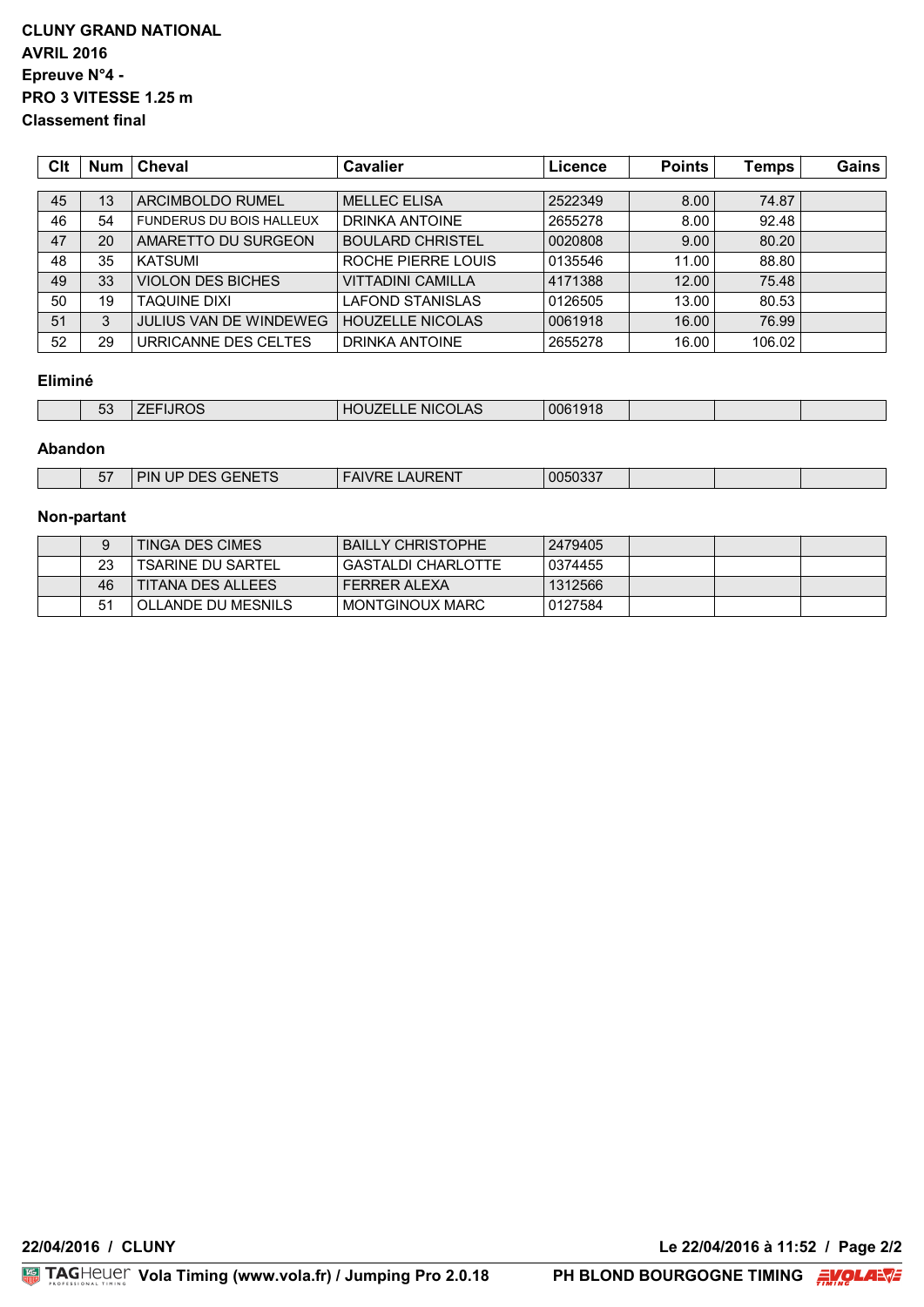**CLUNY GRAND NATIONAL**
**AVRIL 2016**
**Epreuve N°4 -**
**PRO 3 VITESSE 1.25 m**
**Classement final**

| Clt | Num | Cheval | Cavalier | Licence | Points | Temps | Gains |
|---|---|---|---|---|---|---|---|
| 45 | 13 | ARCIMBOLDO RUMEL | MELLEC ELISA | 2522349 | 8.00 | 74.87 | |
| 46 | 54 | FUNDERUS DU BOIS HALLEUX | DRINKA ANTOINE | 2655278 | 8.00 | 92.48 | |
| 47 | 20 | AMARETTO DU SURGEON | BOULARD CHRISTEL | 0020808 | 9.00 | 80.20 | |
| 48 | 35 | KATSUMI | ROCHE PIERRE LOUIS | 0135546 | 11.00 | 88.80 | |
| 49 | 33 | VIOLON DES BICHES | VITTADINI CAMILLA | 4171388 | 12.00 | 75.48 | |
| 50 | 19 | TAQUINE DIXI | LAFOND STANISLAS | 0126505 | 13.00 | 80.53 | |
| 51 | 3 | JULIUS VAN DE WINDEWEG | HOUZELLE NICOLAS | 0061918 | 16.00 | 76.99 | |
| 52 | 29 | URRICANNE DES CELTES | DRINKA ANTOINE | 2655278 | 16.00 | 106.02 | |

**Eliminé**

| | | | | | | | |
|---|---|---|---|---|---|---|---|
| | 53 | ZEFIJROS | HOUZELLE NICOLAS | 0061918 | | | |

**Abandon**

| | | | | | | | |
|---|---|---|---|---|---|---|---|
| | 57 | PIN UP DES GENETS | FAIVRE LAURENT | 0050337 | | | |

**Non-partant**

| | | | | | | | |
|---|---|---|---|---|---|---|---|
| | 9 | TINGA DES CIMES | BAILLY CHRISTOPHE | 2479405 | | | |
| | 23 | TSARINE DU SARTEL | GASTALDI CHARLOTTE | 0374455 | | | |
| | 46 | TITANA DES ALLEES | FERRER ALEXA | 1312566 | | | |
| | 51 | OLLANDE DU MESNILS | MONTGINOUX MARC | 0127584 | | | |

**22/04/2016 / CLUNY** **Le 22/04/2016 à 11:52**

TAGHeuer **Vola Timing (www.vola.fr) / Jumping Pro 2.0.18** **PH BLOND BOURGOGNE TIMING**